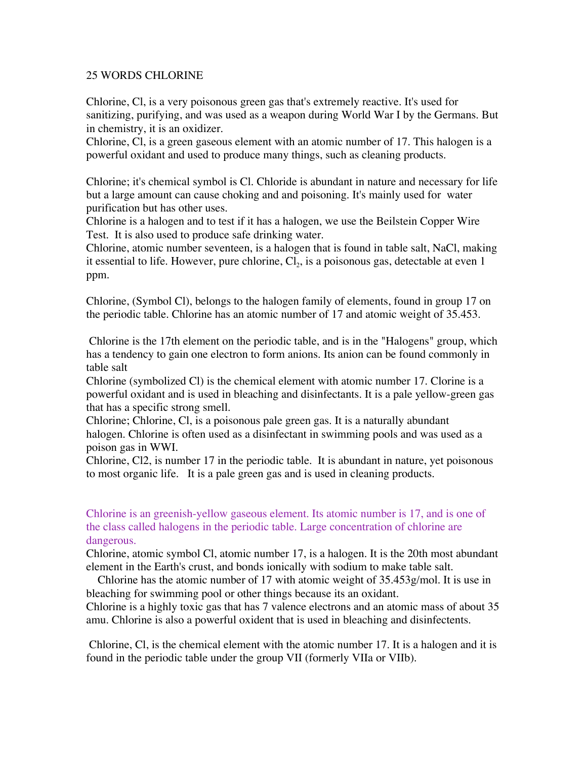25 WORDS CHLORINE

Chlorine, Cl, is a very poisonous green gas that's extremely reactive. It's used for sanitizing, purifying, and was used as a weapon during World War I by the Germans. But in chemistry, it is an oxidizer.

Chlorine, Cl, is a green gaseous element with an atomic number of 17. This halogen is a powerful oxidant and used to produce many things, such as cleaning products.

Chlorine; it's chemical symbol is Cl. Chloride is abundant in nature and necessary for life but a large amount can cause choking and and poisoning. It's mainly used for water purification but has other uses.

Chlorine is a halogen and to test if it has a halogen, we use the Beilstein Copper Wire Test. It is also used to produce safe drinking water.

Chlorine, atomic number seventeen, is a halogen that is found in table salt, NaCl, making it essential to life. However, pure chlorine, $Cl_2$, is a poisonous gas, detectable at even 1 ppm.

Chlorine, (Symbol Cl), belongs to the halogen family of elements, found in group 17 on the periodic table. Chlorine has an atomic number of 17 and atomic weight of 35.453.

Chlorine is the 17th element on the periodic table, and is in the "Halogens" group, which has a tendency to gain one electron to form anions. Its anion can be found commonly in table salt

Chlorine (symbolized Cl) is the chemical element with atomic number 17. Clorine is a powerful oxidant and is used in bleaching and disinfectants. It is a pale yellow-green gas that has a specific strong smell.

Chlorine; Chlorine, Cl, is a poisonous pale green gas. It is a naturally abundant halogen. Chlorine is often used as a disinfectant in swimming pools and was used as a poison gas in WWI.

Chlorine, Cl2, is number 17 in the periodic table. It is abundant in nature, yet poisonous to most organic life. It is a pale green gas and is used in cleaning products.

Chlorine is an greenish-yellow gaseous element. Its atomic number is 17, and is one of the class called halogens in the periodic table. Large concentration of chlorine are dangerous.

Chlorine, atomic symbol Cl, atomic number 17, is a halogen. It is the 20th most abundant element in the Earth's crust, and bonds ionically with sodium to make table salt.

Chlorine has the atomic number of 17 with atomic weight of 35.453g/mol. It is use in bleaching for swimming pool or other things because its an oxidant.

Chlorine is a highly toxic gas that has 7 valence electrons and an atomic mass of about 35 amu. Chlorine is also a powerful oxident that is used in bleaching and disinfectents.

Chlorine, Cl, is the chemical element with the atomic number 17. It is a halogen and it is found in the periodic table under the group VII (formerly VIIa or VIIb).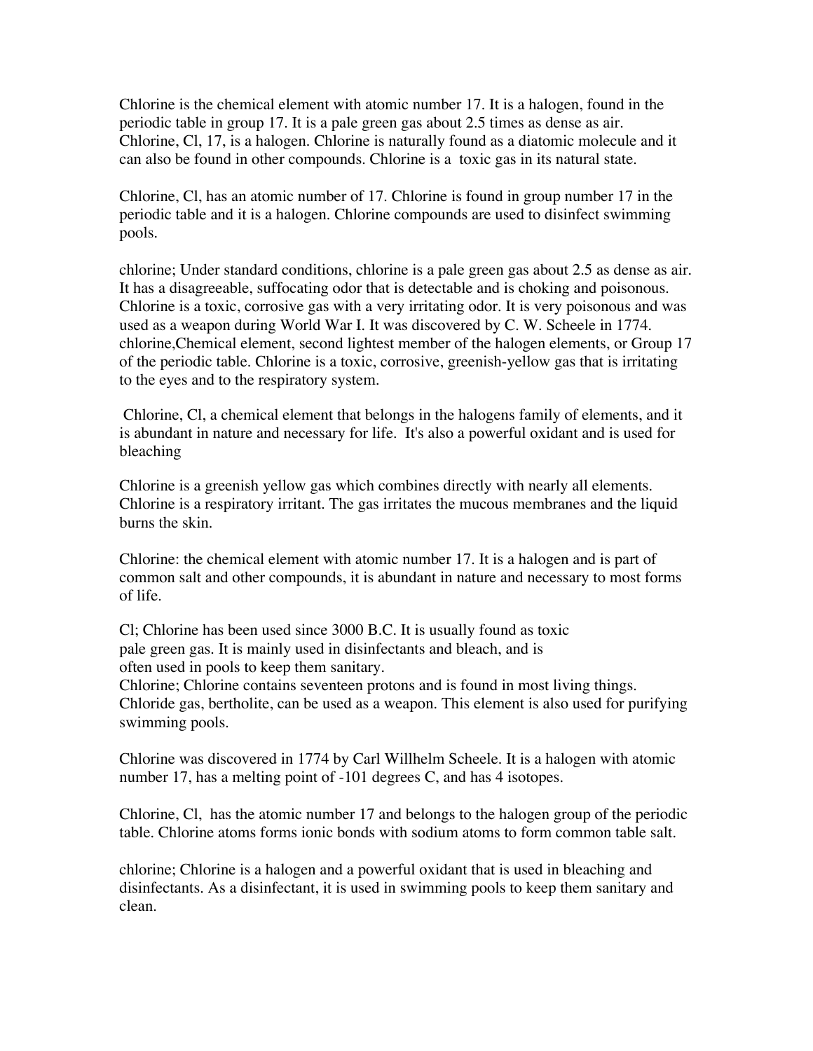Chlorine is the chemical element with atomic number 17. It is a halogen, found in the periodic table in group 17. It is a pale green gas about 2.5 times as dense as air. Chlorine, Cl, 17, is a halogen. Chlorine is naturally found as a diatomic molecule and it can also be found in other compounds. Chlorine is a  toxic gas in its natural state.

Chlorine, Cl, has an atomic number of 17. Chlorine is found in group number 17 in the periodic table and it is a halogen. Chlorine compounds are used to disinfect swimming pools.

chlorine; Under standard conditions, chlorine is a pale green gas about 2.5 as dense as air. It has a disagreeable, suffocating odor that is detectable and is choking and poisonous. Chlorine is a toxic, corrosive gas with a very irritating odor. It is very poisonous and was used as a weapon during World War I. It was discovered by C. W. Scheele in 1774. chlorine,Chemical element, second lightest member of the halogen elements, or Group 17 of the periodic table. Chlorine is a toxic, corrosive, greenish-yellow gas that is irritating to the eyes and to the respiratory system.

Chlorine, Cl, a chemical element that belongs in the halogens family of elements, and it is abundant in nature and necessary for life.  It's also a powerful oxidant and is used for bleaching

Chlorine is a greenish yellow gas which combines directly with nearly all elements. Chlorine is a respiratory irritant. The gas irritates the mucous membranes and the liquid burns the skin.

Chlorine: the chemical element with atomic number 17. It is a halogen and is part of common salt and other compounds, it is abundant in nature and necessary to most forms of life.

Cl; Chlorine has been used since 3000 B.C. It is usually found as toxic pale green gas. It is mainly used in disinfectants and bleach, and is often used in pools to keep them sanitary.
Chlorine; Chlorine contains seventeen protons and is found in most living things. Chloride gas, bertholite, can be used as a weapon. This element is also used for purifying swimming pools.

Chlorine was discovered in 1774 by Carl Willhelm Scheele. It is a halogen with atomic number 17, has a melting point of -101 degrees C, and has 4 isotopes.

Chlorine, Cl,  has the atomic number 17 and belongs to the halogen group of the periodic table. Chlorine atoms forms ionic bonds with sodium atoms to form common table salt.

chlorine; Chlorine is a halogen and a powerful oxidant that is used in bleaching and disinfectants. As a disinfectant, it is used in swimming pools to keep them sanitary and clean.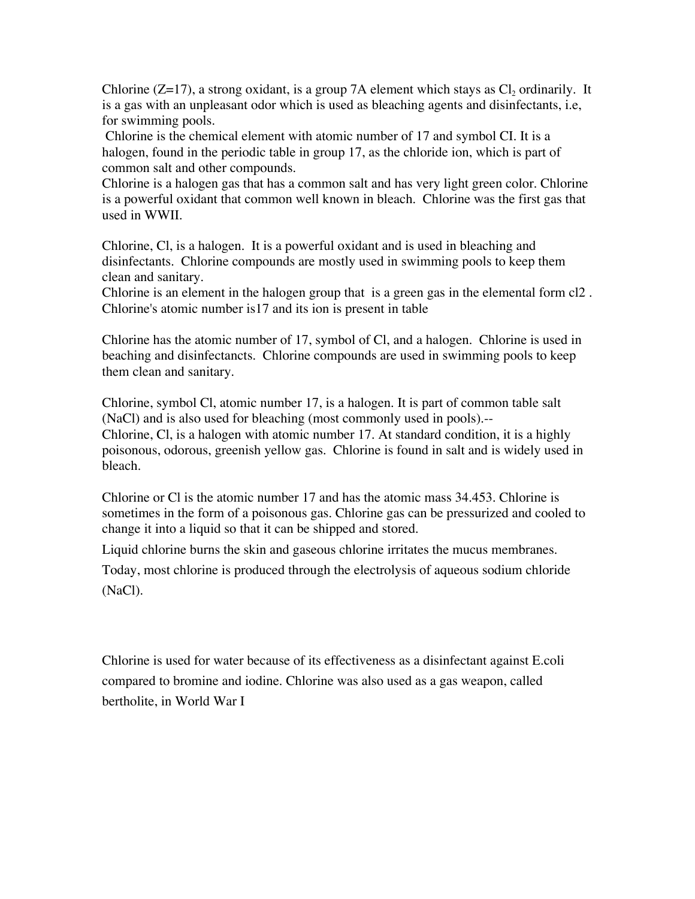Chlorine (Z=17), a strong oxidant, is a group 7A element which stays as $Cl_2$ ordinarily. It is a gas with an unpleasant odor which is used as bleaching agents and disinfectants, i.e, for swimming pools.

Chlorine is the chemical element with atomic number of 17 and symbol CI. It is a halogen, found in the periodic table in group 17, as the chloride ion, which is part of common salt and other compounds.

Chlorine is a halogen gas that has a common salt and has very light green color. Chlorine is a powerful oxidant that common well known in bleach. Chlorine was the first gas that used in WWII.

Chlorine, Cl, is a halogen. It is a powerful oxidant and is used in bleaching and disinfectants. Chlorine compounds are mostly used in swimming pools to keep them clean and sanitary.

Chlorine is an element in the halogen group that is a green gas in the elemental form cl2 . Chlorine's atomic number is17 and its ion is present in table

Chlorine has the atomic number of 17, symbol of Cl, and a halogen. Chlorine is used in beaching and disinfectancts. Chlorine compounds are used in swimming pools to keep them clean and sanitary.

Chlorine, symbol Cl, atomic number 17, is a halogen. It is part of common table salt (NaCl) and is also used for bleaching (most commonly used in pools).--

Chlorine, Cl, is a halogen with atomic number 17. At standard condition, it is a highly poisonous, odorous, greenish yellow gas. Chlorine is found in salt and is widely used in bleach.

Chlorine or Cl is the atomic number 17 and has the atomic mass 34.453. Chlorine is sometimes in the form of a poisonous gas. Chlorine gas can be pressurized and cooled to change it into a liquid so that it can be shipped and stored.

Liquid chlorine burns the skin and gaseous chlorine irritates the mucus membranes.

Today, most chlorine is produced through the electrolysis of aqueous sodium chloride (NaCl).

Chlorine is used for water because of its effectiveness as a disinfectant against E.coli compared to bromine and iodine. Chlorine was also used as a gas weapon, called bertholite, in World War I